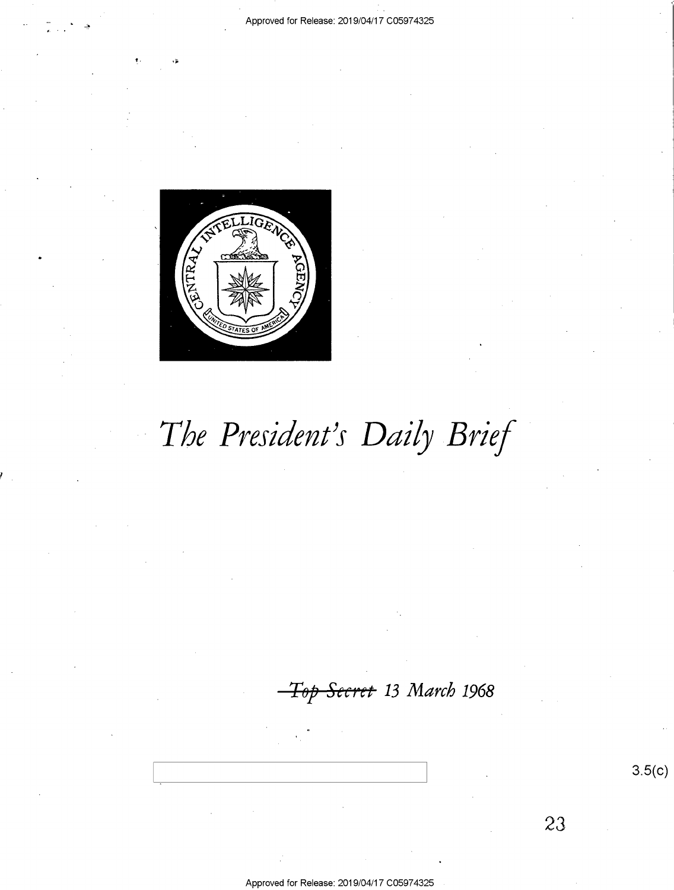# *The President's Daily Brief*

~~Top Secret~~ *13 March 1968*

3.5(c)

23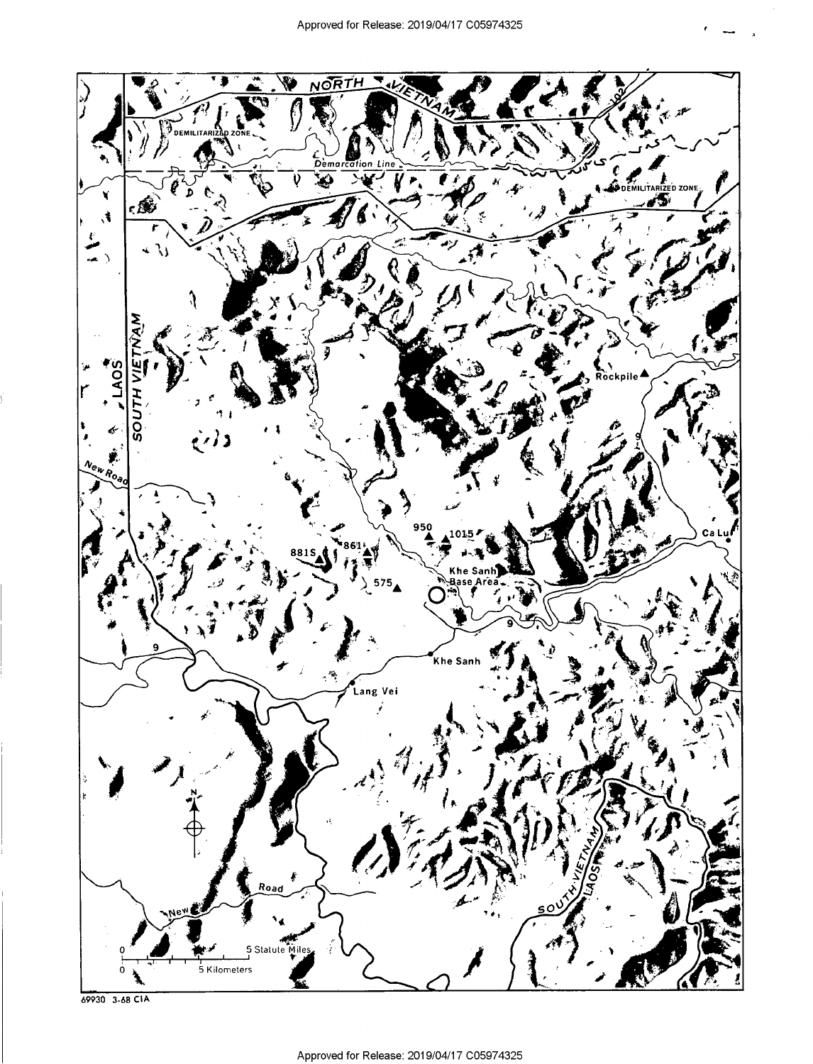NORTH VIETNAM

DEMILITARIZED ZONE

Demarcation Line

DEMILITARIZED ZONE

LAOS

SOUTH VIETNAM

Rockpile

New Road

950

1015

881S

861

575

Khe Sanh Base Area

Ca Lu

9

Khe Sanh

Lang Vei

N

New Road

SOUTH VIETNAM

LAOS

0 5 Statute Miles

0 5 Kilometers

69930 3-68 CIA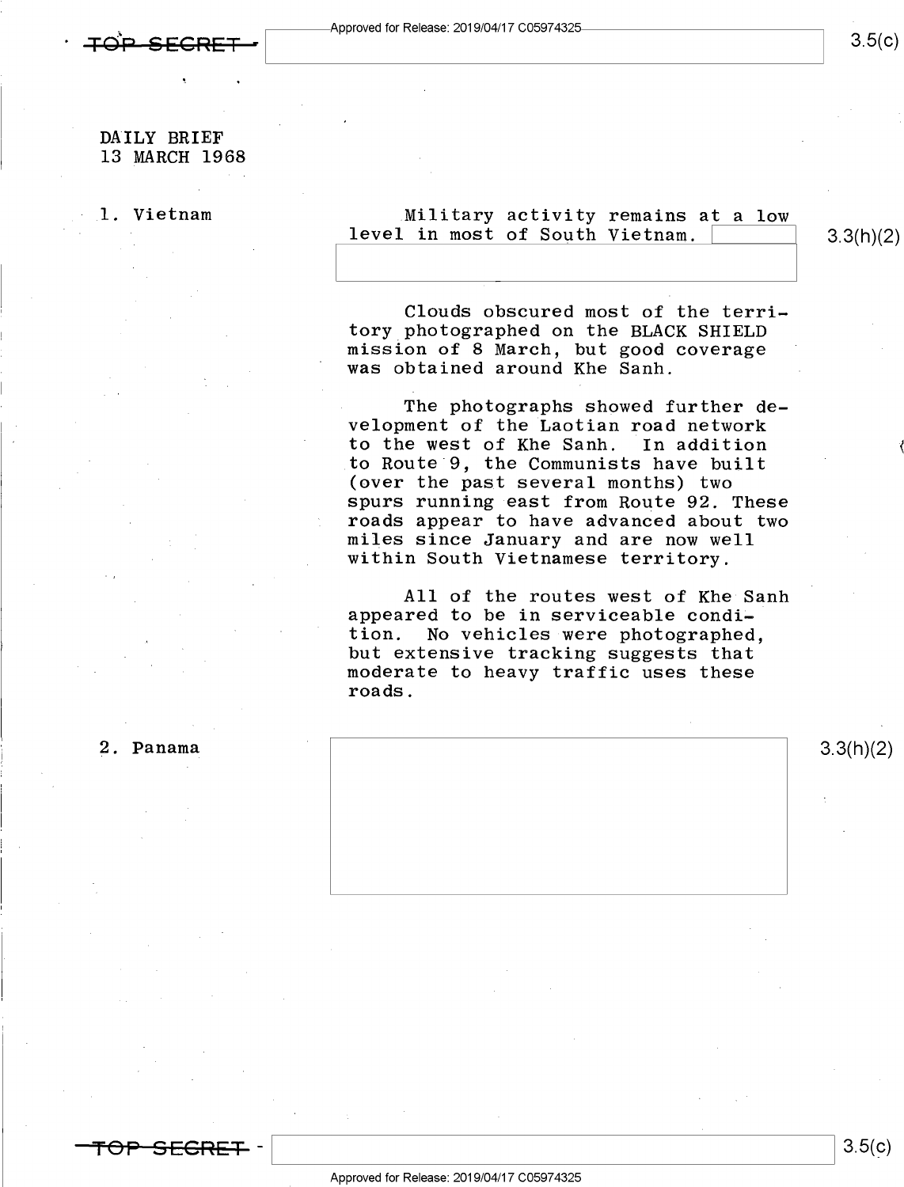DAILY BRIEF
13 MARCH 1968

1. Vietnam

Military activity remains at a low level in most of South Vietnam.

3.3(h)(2)

Clouds obscured most of the territory photographed on the BLACK SHIELD mission of 8 March, but good coverage was obtained around Khe Sanh.

The photographs showed further development of the Laotian road network to the west of Khe Sanh. In addition to Route 9, the Communists have built (over the past several months) two spurs running east from Route 92. These roads appear to have advanced about two miles since January and are now well within South Vietnamese territory.

All of the routes west of Khe Sanh appeared to be in serviceable condition. No vehicles were photographed, but extensive tracking suggests that moderate to heavy traffic uses these roads.

2. Panama

3.3(h)(2)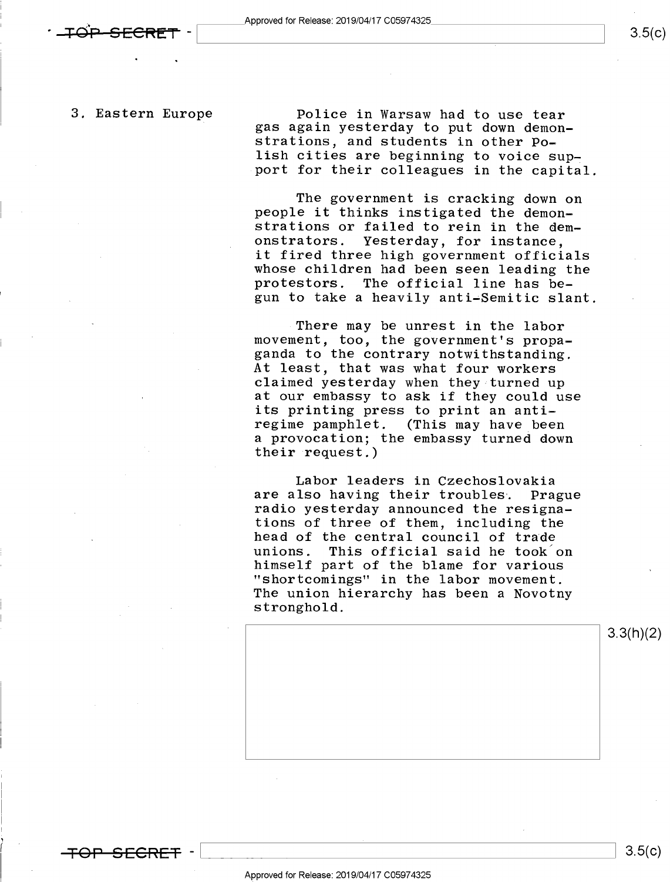3. Eastern Europe

Police in Warsaw had to use tear gas again yesterday to put down demonstrations, and students in other Polish cities are beginning to voice support for their colleagues in the capital.

The government is cracking down on people it thinks instigated the demonstrations or failed to rein in the demonstrators. Yesterday, for instance, it fired three high government officials whose children had been seen leading the protestors. The official line has begun to take a heavily anti-Semitic slant.

There may be unrest in the labor movement, too, the government's propaganda to the contrary notwithstanding. At least, that was what four workers claimed yesterday when they turned up at our embassy to ask if they could use its printing press to print an anti-regime pamphlet. (This may have been a provocation; the embassy turned down their request.)

Labor leaders in Czechoslovakia are also having their troubles. Prague radio yesterday announced the resignations of three of them, including the head of the central council of trade unions. This official said he took on himself part of the blame for various "shortcomings" in the labor movement. The union hierarchy has been a Novotny stronghold.

3.3(h)(2)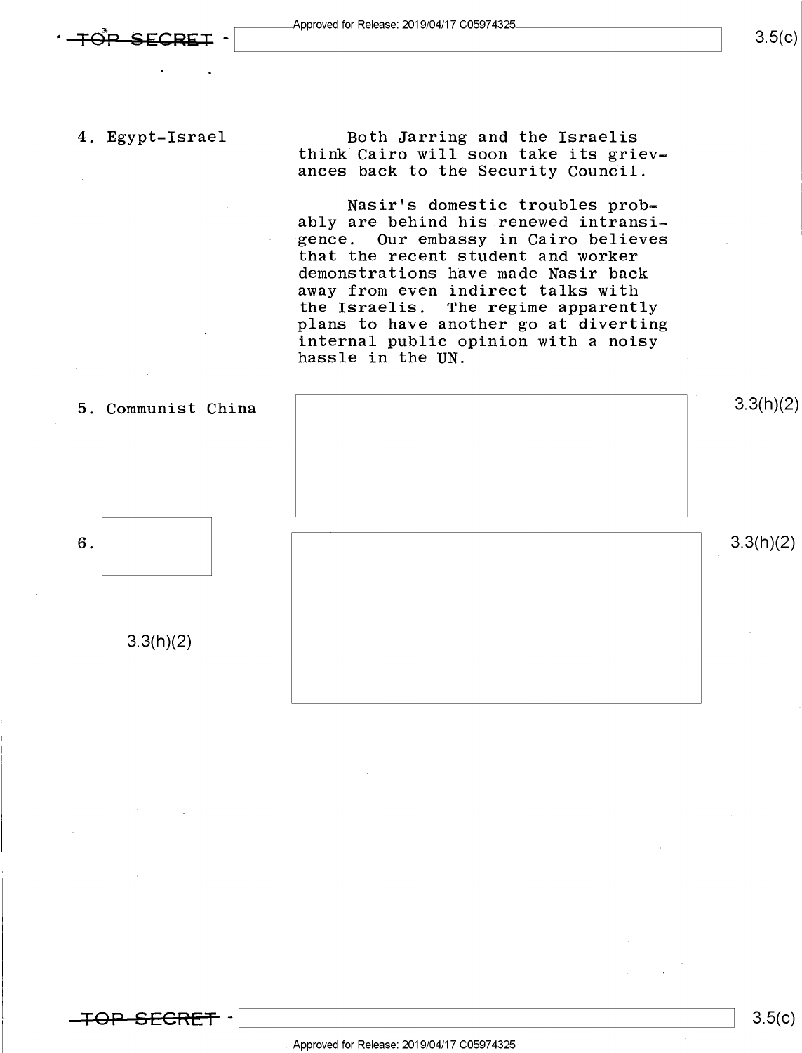4. Egypt-Israel

Both Jarring and the Israelis think Cairo will soon take its grievances back to the Security Council.

Nasir's domestic troubles probably are behind his renewed intransigence. Our embassy in Cairo believes that the recent student and worker demonstrations have made Nasir back away from even indirect talks with the Israelis. The regime apparently plans to have another go at diverting internal public opinion with a noisy hassle in the UN.

5. Communist China

3.3(h)(2)

6.

3.3(h)(2)

3.3(h)(2)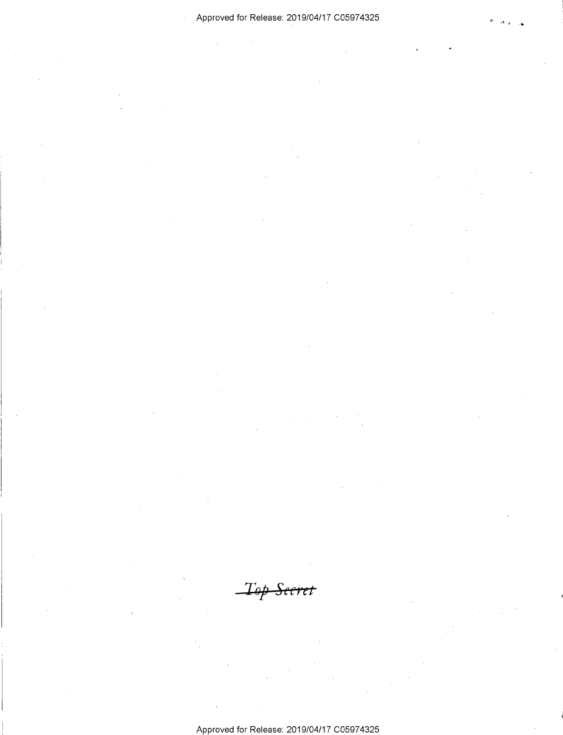~~Top Secret~~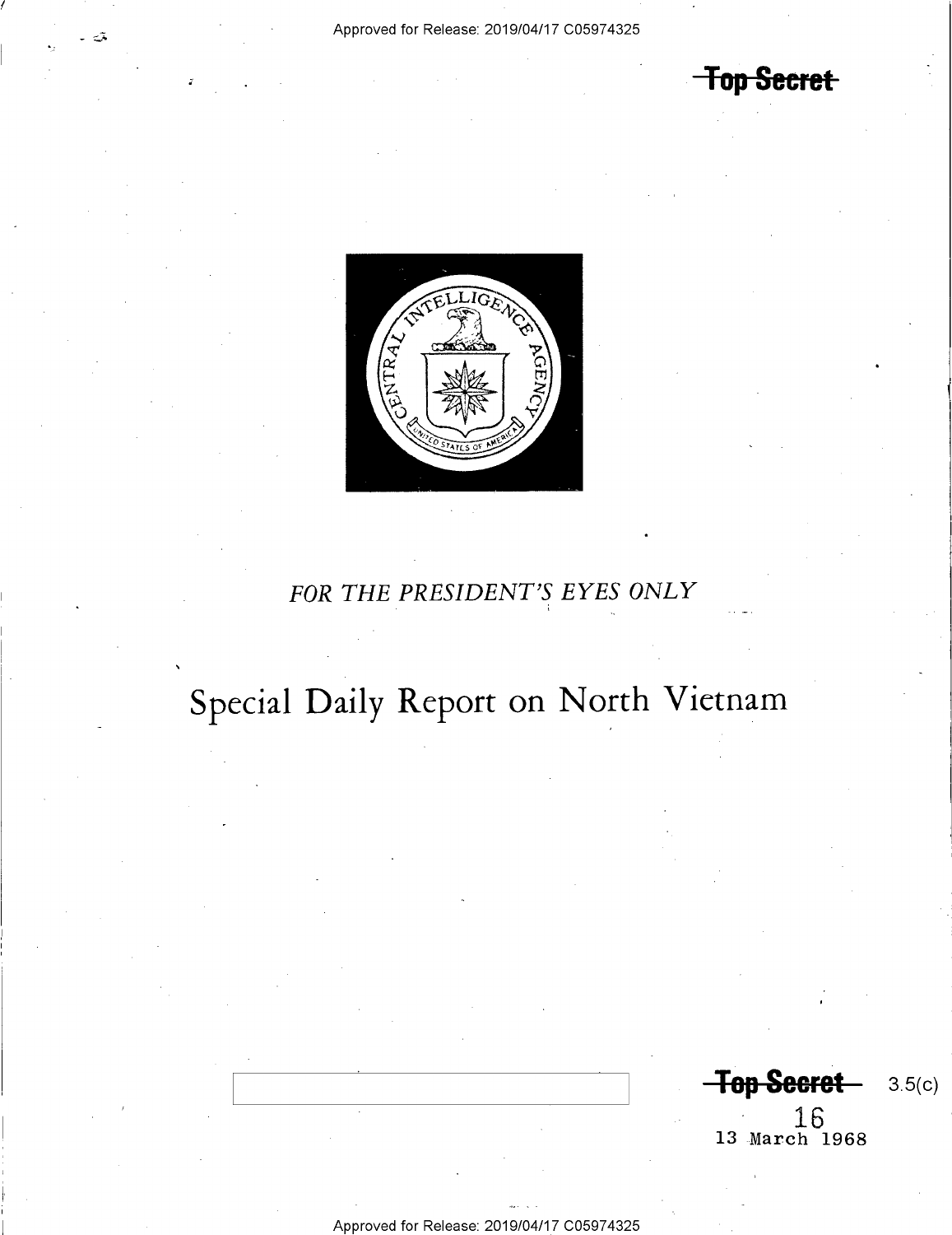Top Secret

*FOR THE PRESIDENT'S EYES ONLY*

# Special Daily Report on North Vietnam

Top Secret 3.5(c)

16

13 March 1968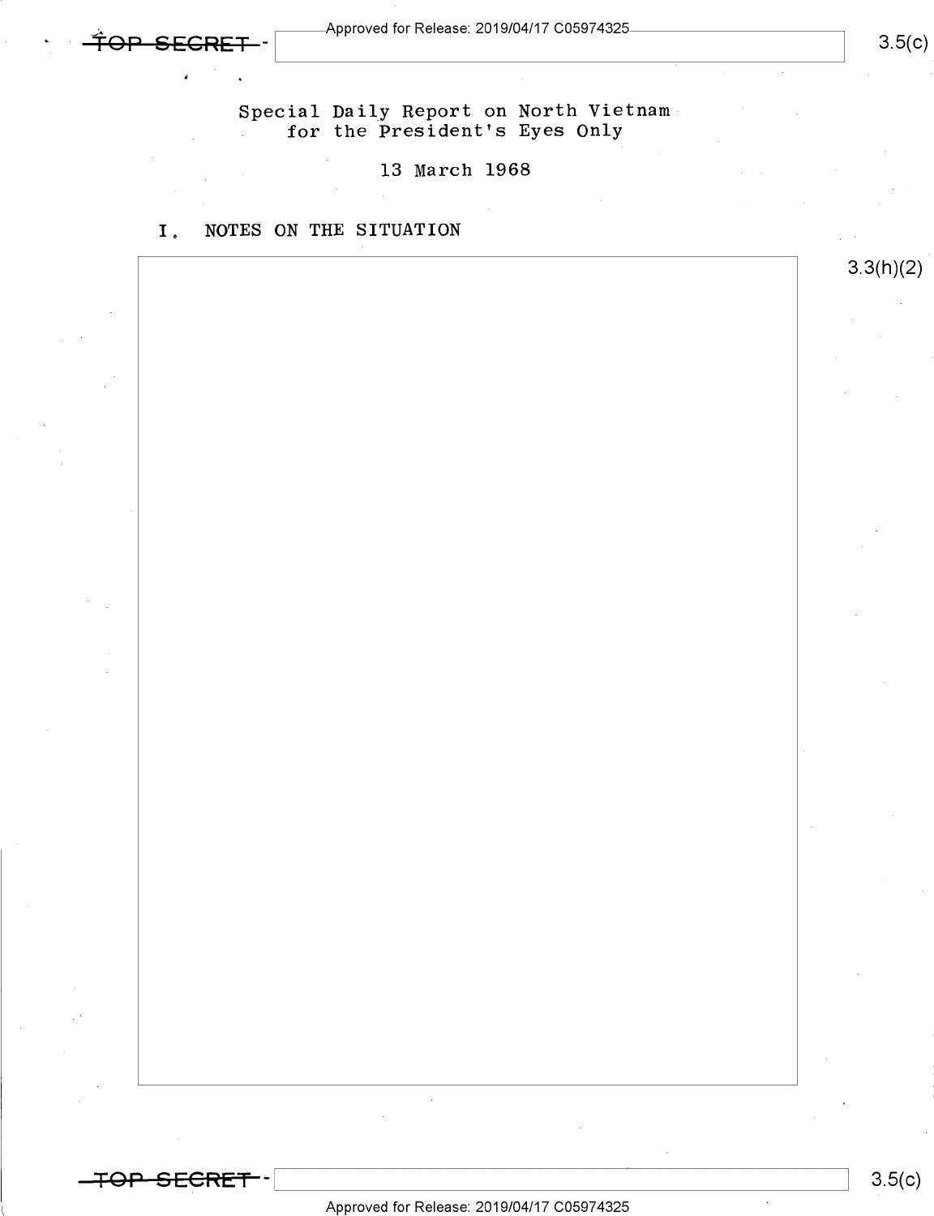TOP SECRET

3.5(c)

Special Daily Report on North Vietnam
for the President's Eyes Only

13 March 1968

## I. NOTES ON THE SITUATION

3.3(h)(2)

TOP SECRET

3.5(c)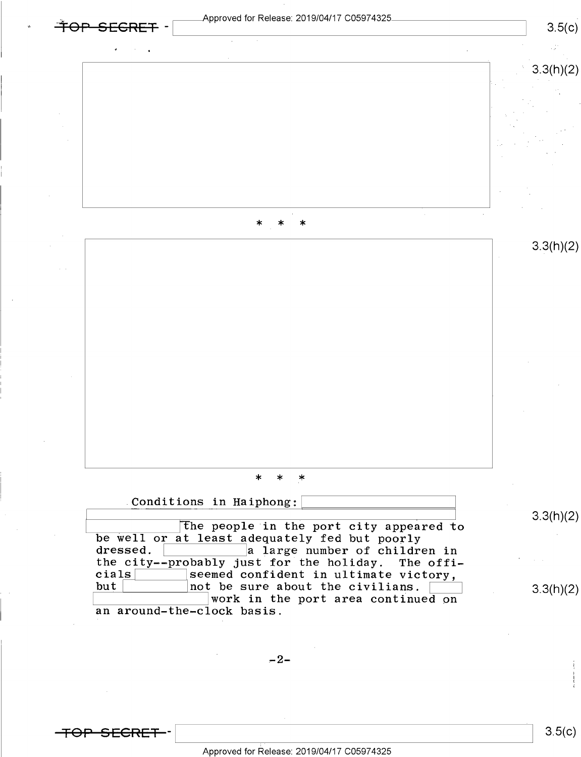TOP SECRET

3.5(c)

3.3(h)(2)

\*   \*   \*

3.3(h)(2)

\*   \*   \*

Conditions in Haiphong: The people in the port city appeared to be well or at least adequately fed but poorly dressed. a large number of children in the city--probably just for the holiday. The officials seemed confident in ultimate victory, but not be sure about the civilians. work in the port area continued on an around-the-clock basis.

3.3(h)(2)

3.3(h)(2)

TOP SECRET

3.5(c)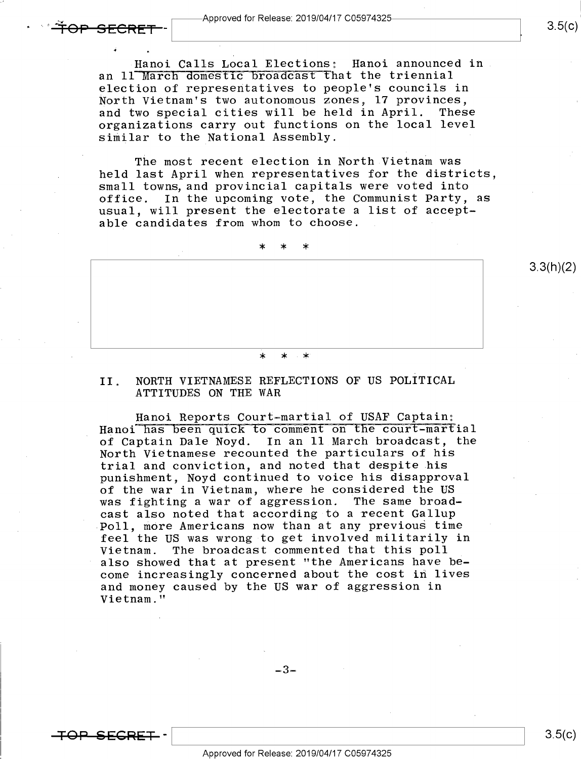Hanoi Calls Local Elections: Hanoi announced in an 11 March domestic broadcast that the triennial election of representatives to people's councils in North Vietnam's two autonomous zones, 17 provinces, and two special cities will be held in April. These organizations carry out functions on the local level similar to the National Assembly.

The most recent election in North Vietnam was held last April when representatives for the districts, small towns, and provincial capitals were voted into office. In the upcoming vote, the Communist Party, as usual, will present the electorate a list of acceptable candidates from whom to choose.

\* \* \*

\* \* \*

## II. NORTH VIETNAMESE REFLECTIONS OF US POLITICAL ATTITUDES ON THE WAR

Hanoi Reports Court-martial of USAF Captain: Hanoi has been quick to comment on the court-martial of Captain Dale Noyd. In an 11 March broadcast, the North Vietnamese recounted the particulars of his trial and conviction, and noted that despite his punishment, Noyd continued to voice his disapproval of the war in Vietnam, where he considered the US was fighting a war of aggression. The same broadcast also noted that according to a recent Gallup Poll, more Americans now than at any previous time feel the US was wrong to get involved militarily in Vietnam. The broadcast commented that this poll also showed that at present "the Americans have become increasingly concerned about the cost in lives and money caused by the US war of aggression in Vietnam."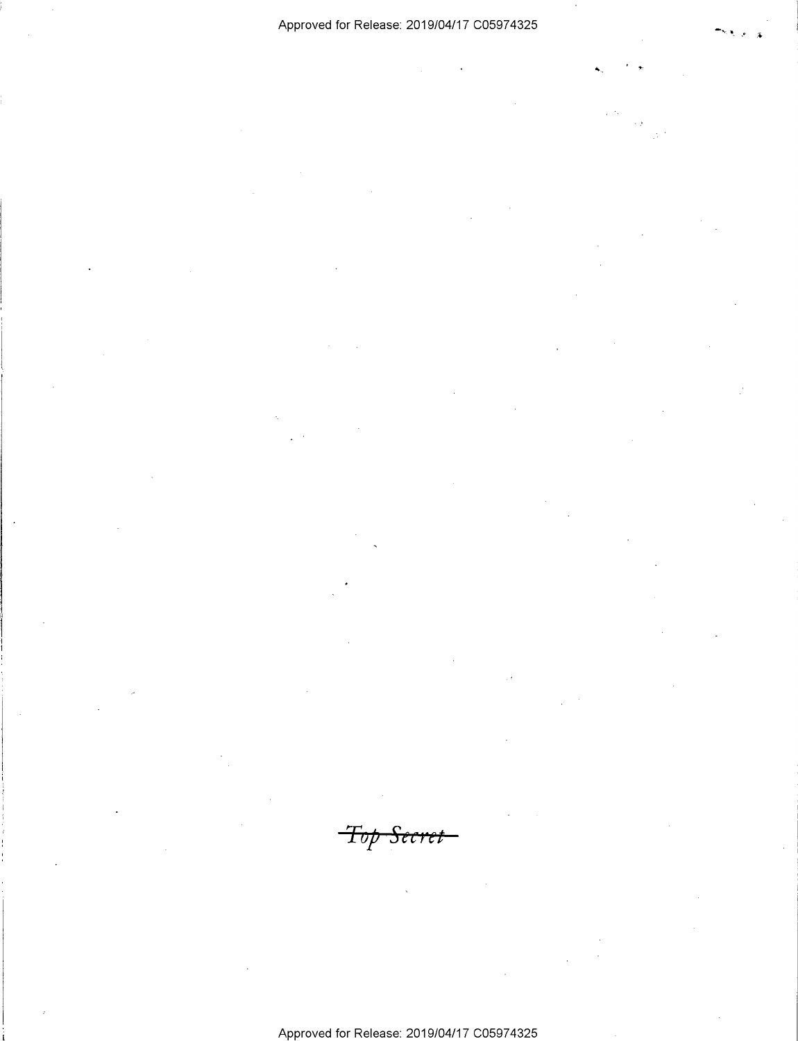~~Top Secret~~